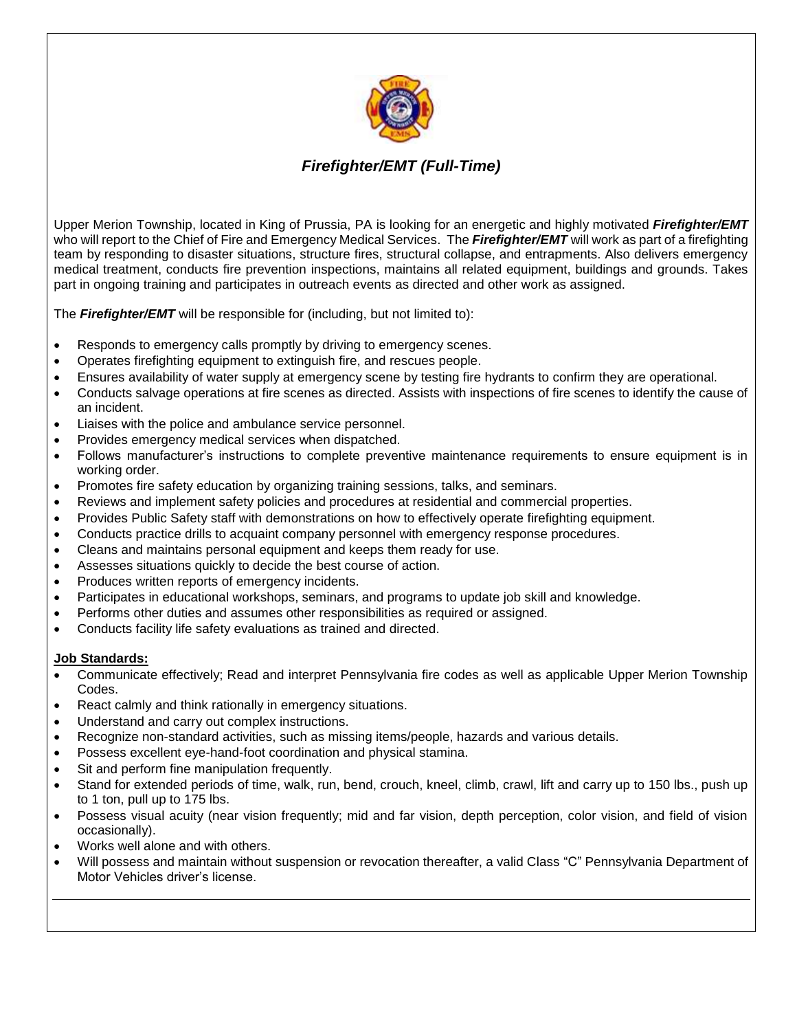# *Firefighter/EMT (Full-Time)*

Upper Merion Township, located in King of Prussia, PA is looking for an energetic and highly motivated ***Firefighter/EMT*** who will report to the Chief of Fire and Emergency Medical Services. The ***Firefighter/EMT*** will work as part of a firefighting team by responding to disaster situations, structure fires, structural collapse, and entrapments. Also delivers emergency medical treatment, conducts fire prevention inspections, maintains all related equipment, buildings and grounds. Takes part in ongoing training and participates in outreach events as directed and other work as assigned.

The ***Firefighter/EMT*** will be responsible for (including, but not limited to):

- Responds to emergency calls promptly by driving to emergency scenes.
- Operates firefighting equipment to extinguish fire, and rescues people.
- Ensures availability of water supply at emergency scene by testing fire hydrants to confirm they are operational.
- Conducts salvage operations at fire scenes as directed. Assists with inspections of fire scenes to identify the cause of an incident.
- Liaises with the police and ambulance service personnel.
- Provides emergency medical services when dispatched.
- Follows manufacturer's instructions to complete preventive maintenance requirements to ensure equipment is in working order.
- Promotes fire safety education by organizing training sessions, talks, and seminars.
- Reviews and implement safety policies and procedures at residential and commercial properties.
- Provides Public Safety staff with demonstrations on how to effectively operate firefighting equipment.
- Conducts practice drills to acquaint company personnel with emergency response procedures.
- Cleans and maintains personal equipment and keeps them ready for use.
- Assesses situations quickly to decide the best course of action.
- Produces written reports of emergency incidents.
- Participates in educational workshops, seminars, and programs to update job skill and knowledge.
- Performs other duties and assumes other responsibilities as required or assigned.
- Conducts facility life safety evaluations as trained and directed.

**Job Standards:**

- Communicate effectively; Read and interpret Pennsylvania fire codes as well as applicable Upper Merion Township Codes.
- React calmly and think rationally in emergency situations.
- Understand and carry out complex instructions.
- Recognize non-standard activities, such as missing items/people, hazards and various details.
- Possess excellent eye-hand-foot coordination and physical stamina.
- Sit and perform fine manipulation frequently.
- Stand for extended periods of time, walk, run, bend, crouch, kneel, climb, crawl, lift and carry up to 150 lbs., push up to 1 ton, pull up to 175 lbs.
- Possess visual acuity (near vision frequently; mid and far vision, depth perception, color vision, and field of vision occasionally).
- Works well alone and with others.
- Will possess and maintain without suspension or revocation thereafter, a valid Class "C" Pennsylvania Department of Motor Vehicles driver's license.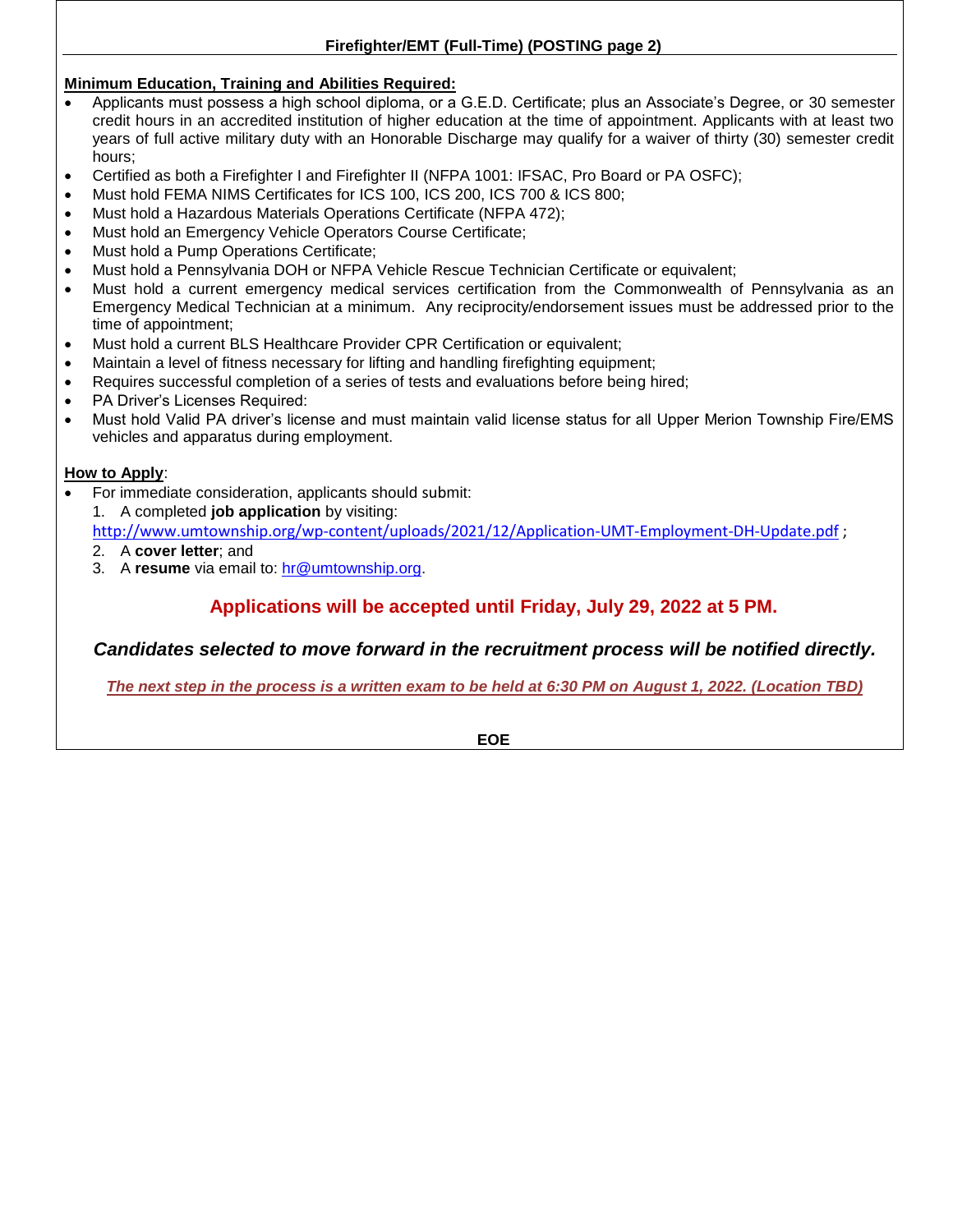**Firefighter/EMT (Full-Time) (POSTING page 2)**

**Minimum Education, Training and Abilities Required:**

- Applicants must possess a high school diploma, or a G.E.D. Certificate; plus an Associate's Degree, or 30 semester credit hours in an accredited institution of higher education at the time of appointment. Applicants with at least two years of full active military duty with an Honorable Discharge may qualify for a waiver of thirty (30) semester credit hours;
- Certified as both a Firefighter I and Firefighter II (NFPA 1001: IFSAC, Pro Board or PA OSFC);
- Must hold FEMA NIMS Certificates for ICS 100, ICS 200, ICS 700 & ICS 800;
- Must hold a Hazardous Materials Operations Certificate (NFPA 472);
- Must hold an Emergency Vehicle Operators Course Certificate;
- Must hold a Pump Operations Certificate;
- Must hold a Pennsylvania DOH or NFPA Vehicle Rescue Technician Certificate or equivalent;
- Must hold a current emergency medical services certification from the Commonwealth of Pennsylvania as an Emergency Medical Technician at a minimum. Any reciprocity/endorsement issues must be addressed prior to the time of appointment;
- Must hold a current BLS Healthcare Provider CPR Certification or equivalent;
- Maintain a level of fitness necessary for lifting and handling firefighting equipment;
- Requires successful completion of a series of tests and evaluations before being hired;
- PA Driver's Licenses Required:
- Must hold Valid PA driver's license and must maintain valid license status for all Upper Merion Township Fire/EMS vehicles and apparatus during employment.

**How to Apply**:

- For immediate consideration, applicants should submit:
  1. A completed **job application** by visiting: http://www.umtownship.org/wp-content/uploads/2021/12/Application-UMT-Employment-DH-Update.pdf ;
  2. A **cover letter**; and
  3. A **resume** via email to: hr@umtownship.org.

**Applications will be accepted until Friday, July 29, 2022 at 5 PM.**

***Candidates selected to move forward in the recruitment process will be notified directly.***

***The next step in the process is a written exam to be held at 6:30 PM on August 1, 2022. (Location TBD)***

**EOE**